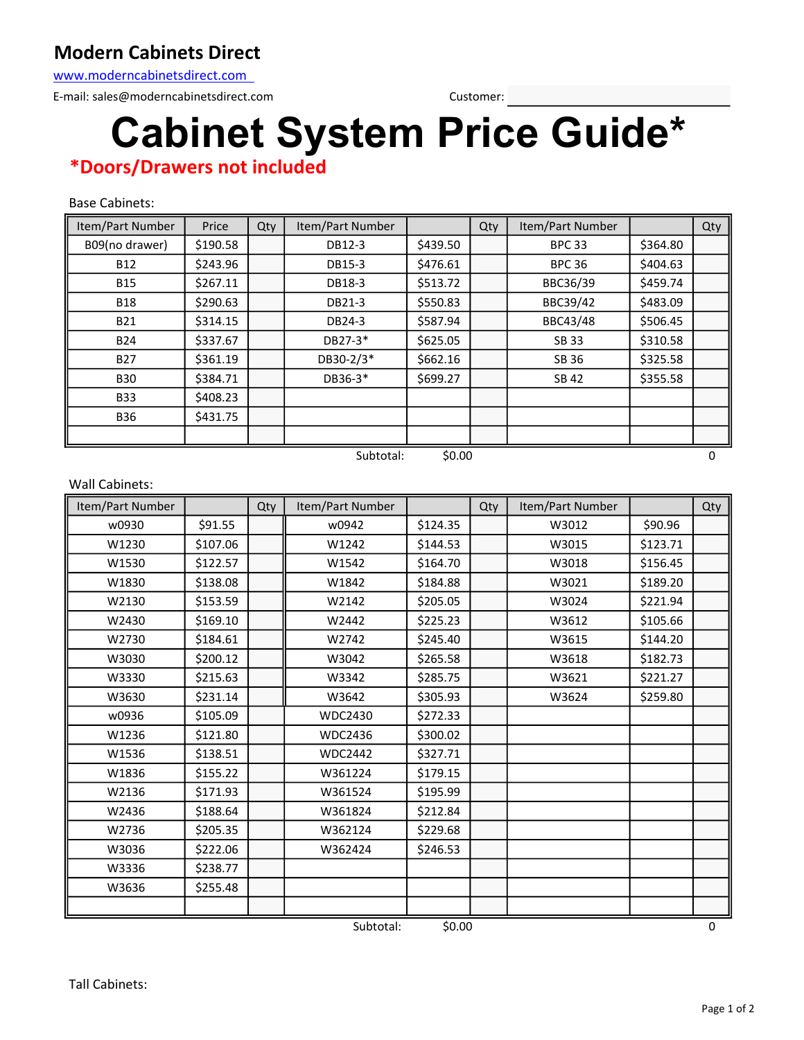# Modern Cabinets Direct

www.moderncabinetsdirect.com

E-mail: sales@moderncabinetsdirect.com

Customer: \_\_\_\_\_\_\_\_\_\_\_\_\_\_\_\_\_\_\_\_

# Cabinet System Price Guide*

***Doors/Drawers not included**

Base Cabinets:

| Item/Part Number | Price | Qty | Item/Part Number | | Qty | Item/Part Number | | Qty |
|---|---|---|---|---|---|---|---|---|
| B09(no drawer) | $190.58 | | DB12-3 | $439.50 | | BPC 33 | $364.80 | |
| B12 | $243.96 | | DB15-3 | $476.61 | | BPC 36 | $404.63 | |
| B15 | $267.11 | | DB18-3 | $513.72 | | BBC36/39 | $459.74 | |
| B18 | $290.63 | | DB21-3 | $550.83 | | BBC39/42 | $483.09 | |
| B21 | $314.15 | | DB24-3 | $587.94 | | BBC43/48 | $506.45 | |
| B24 | $337.67 | | DB27-3* | $625.05 | | SB 33 | $310.58 | |
| B27 | $361.19 | | DB30-2/3* | $662.16 | | SB 36 | $325.58 | |
| B30 | $384.71 | | DB36-3* | $699.27 | | SB 42 | $355.58 | |
| B33 | $408.23 | | | | | | | |
| B36 | $431.75 | | | | | | | |
| | | | | | | | | |
| | | | Subtotal: | $0.00 | | | | 0 |

Wall Cabinets:

| Item/Part Number | | Qty | Item/Part Number | | Qty | Item/Part Number | | Qty |
|---|---|---|---|---|---|---|---|---|
| w0930 | $91.55 | | w0942 | $124.35 | | W3012 | $90.96 | |
| W1230 | $107.06 | | W1242 | $144.53 | | W3015 | $123.71 | |
| W1530 | $122.57 | | W1542 | $164.70 | | W3018 | $156.45 | |
| W1830 | $138.08 | | W1842 | $184.88 | | W3021 | $189.20 | |
| W2130 | $153.59 | | W2142 | $205.05 | | W3024 | $221.94 | |
| W2430 | $169.10 | | W2442 | $225.23 | | W3612 | $105.66 | |
| W2730 | $184.61 | | W2742 | $245.40 | | W3615 | $144.20 | |
| W3030 | $200.12 | | W3042 | $265.58 | | W3618 | $182.73 | |
| W3330 | $215.63 | | W3342 | $285.75 | | W3621 | $221.27 | |
| W3630 | $231.14 | | W3642 | $305.93 | | W3624 | $259.80 | |
| w0936 | $105.09 | | WDC2430 | $272.33 | | | | |
| W1236 | $121.80 | | WDC2436 | $300.02 | | | | |
| W1536 | $138.51 | | WDC2442 | $327.71 | | | | |
| W1836 | $155.22 | | W361224 | $179.15 | | | | |
| W2136 | $171.93 | | W361524 | $195.99 | | | | |
| W2436 | $188.64 | | W361824 | $212.84 | | | | |
| W2736 | $205.35 | | W362124 | $229.68 | | | | |
| W3036 | $222.06 | | W362424 | $246.53 | | | | |
| W3336 | $238.77 | | | | | | | |
| W3636 | $255.48 | | | | | | | |
| | | | | | | | | |
| | | | Subtotal: | $0.00 | | | | 0 |

Tall Cabinets: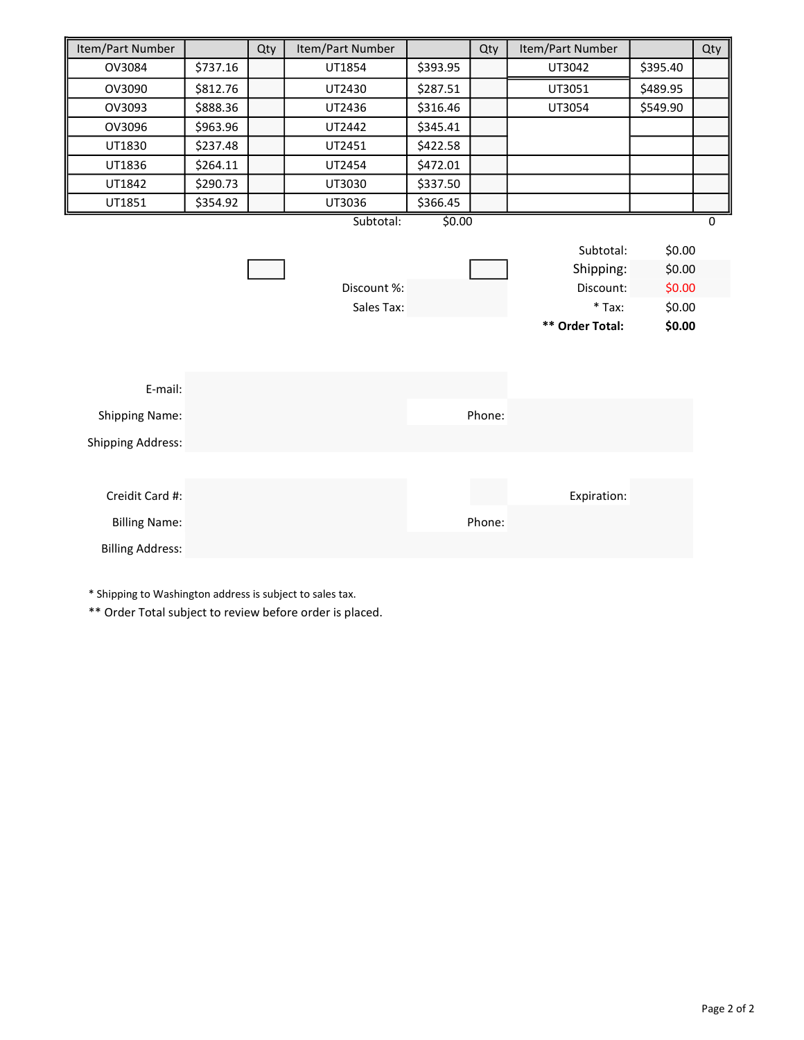| Item/Part Number | | Qty | Item/Part Number | | Qty | Item/Part Number | | Qty |
|---|---|---|---|---|---|---|---|---|
| OV3084 | $737.16 | | UT1854 | $393.95 | | UT3042 | $395.40 | |
| OV3090 | $812.76 | | UT2430 | $287.51 | | UT3051 | $489.95 | |
| OV3093 | $888.36 | | UT2436 | $316.46 | | UT3054 | $549.90 | |
| OV3096 | $963.96 | | UT2442 | $345.41 | | | | |
| UT1830 | $237.48 | | UT2451 | $422.58 | | | | |
| UT1836 | $264.11 | | UT2454 | $472.01 | | | | |
| UT1842 | $290.73 | | UT3030 | $337.50 | | | | |
| UT1851 | $354.92 | | UT3036 | $366.45 | | | | |
| | | | Subtotal: | $0.00 | | | | 0 |

Discount %:

Sales Tax:

| | |
|---|---|
| Subtotal: | $0.00 |
| Shipping: | $0.00 |
| Discount: | $0.00 |
| * Tax: | $0.00 |
| **** Order Total:** | **$0.00** |

E-mail:

Shipping Name: Phone:

Shipping Address:

Creidit Card #: Expiration:

Billing Name: Phone:

Billing Address:

* Shipping to Washington address is subject to sales tax.

** Order Total subject to review before order is placed.